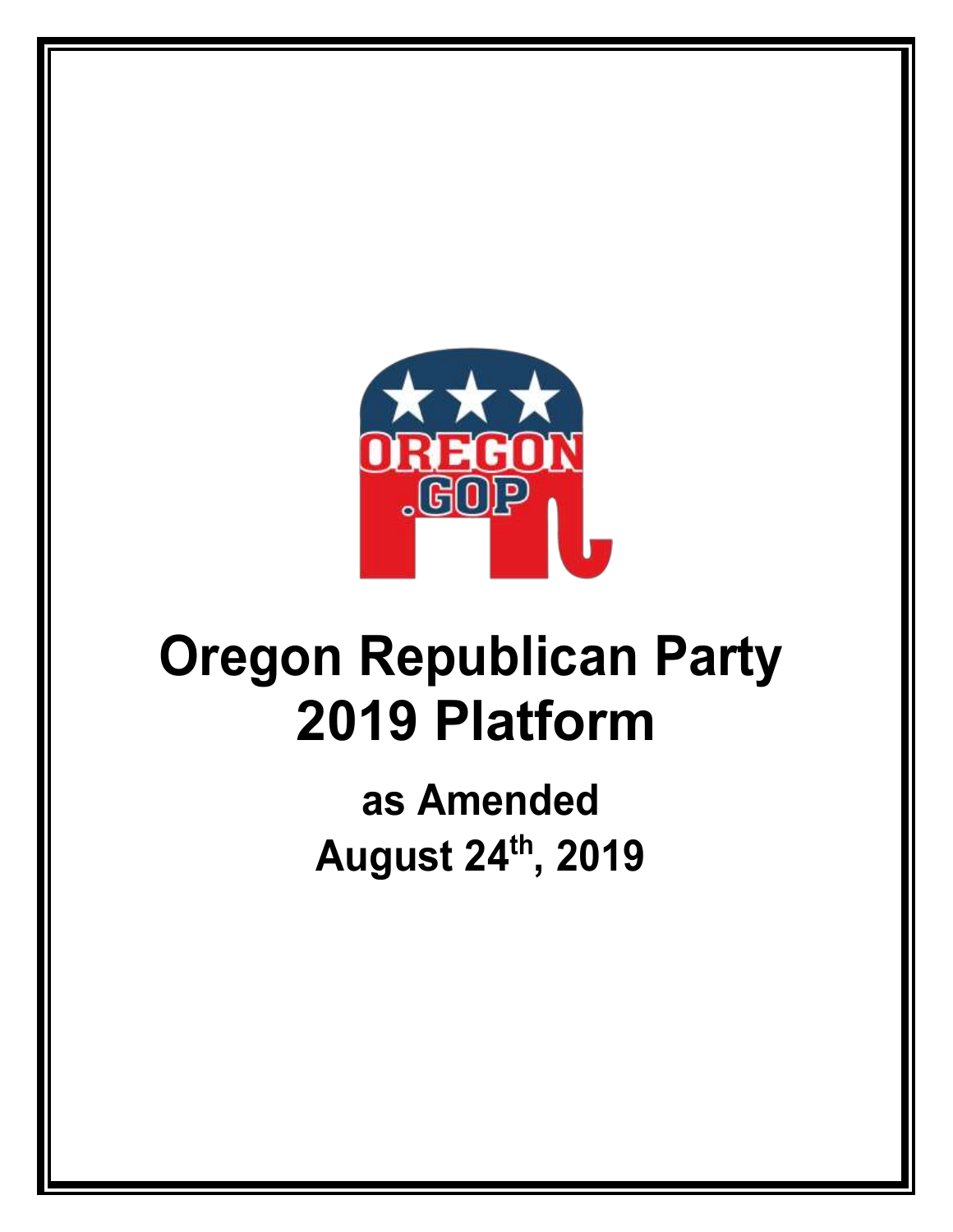# Oregon Republican Party 2019 Platform

## as Amended August 24th, 2019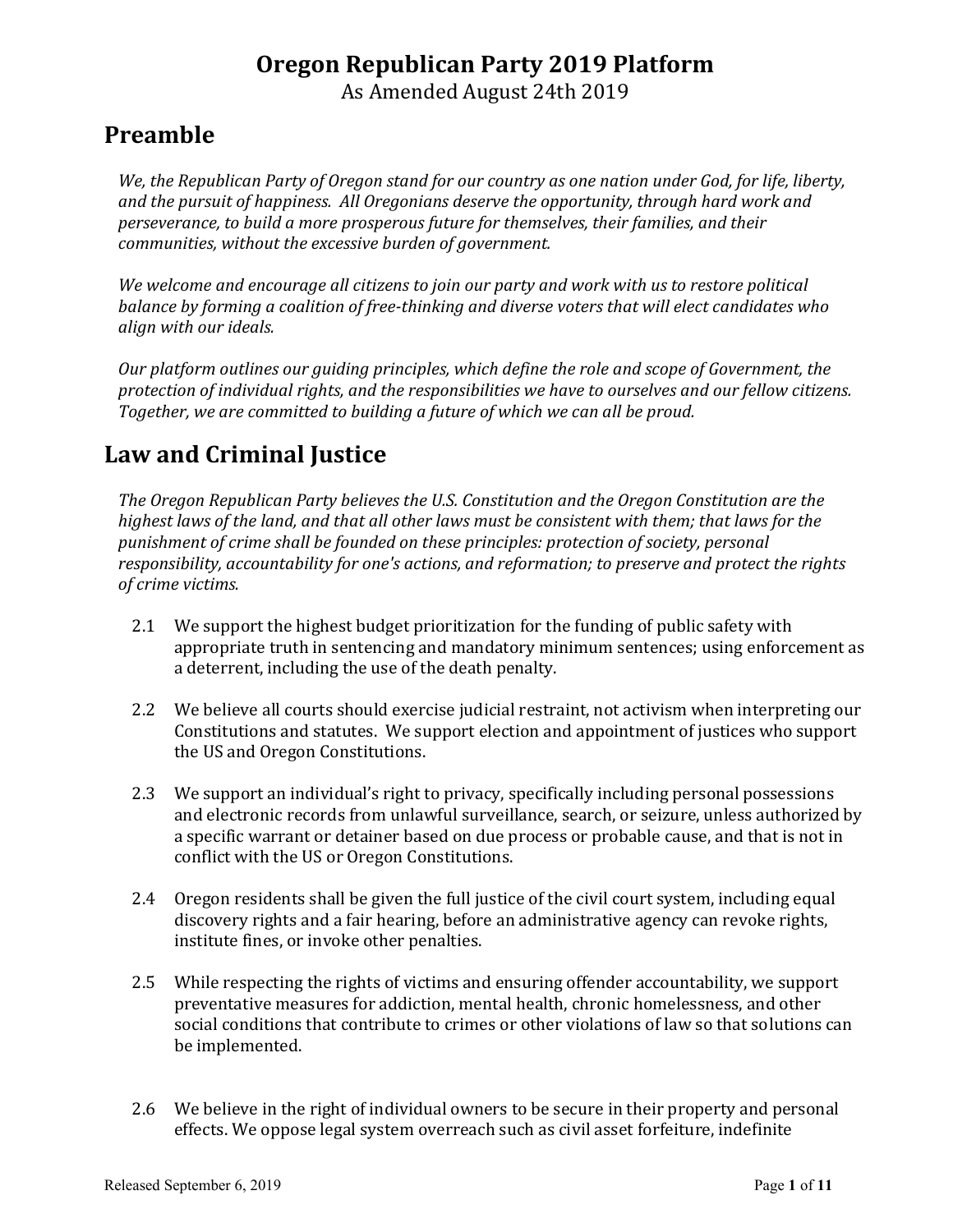# Oregon Republican Party 2019 Platform

As Amended August 24th 2019

## Preamble

*We, the Republican Party of Oregon stand for our country as one nation under God, for life, liberty, and the pursuit of happiness. All Oregonians deserve the opportunity, through hard work and perseverance, to build a more prosperous future for themselves, their families, and their communities, without the excessive burden of government.*

*We welcome and encourage all citizens to join our party and work with us to restore political balance by forming a coalition of free-thinking and diverse voters that will elect candidates who align with our ideals.*

*Our platform outlines our guiding principles, which define the role and scope of Government, the protection of individual rights, and the responsibilities we have to ourselves and our fellow citizens. Together, we are committed to building a future of which we can all be proud.*

## Law and Criminal Justice

*The Oregon Republican Party believes the U.S. Constitution and the Oregon Constitution are the highest laws of the land, and that all other laws must be consistent with them; that laws for the punishment of crime shall be founded on these principles: protection of society, personal responsibility, accountability for one's actions, and reformation; to preserve and protect the rights of crime victims.*

2.1 We support the highest budget prioritization for the funding of public safety with appropriate truth in sentencing and mandatory minimum sentences; using enforcement as a deterrent, including the use of the death penalty.

2.2 We believe all courts should exercise judicial restraint, not activism when interpreting our Constitutions and statutes. We support election and appointment of justices who support the US and Oregon Constitutions.

2.3 We support an individual's right to privacy, specifically including personal possessions and electronic records from unlawful surveillance, search, or seizure, unless authorized by a specific warrant or detainer based on due process or probable cause, and that is not in conflict with the US or Oregon Constitutions.

2.4 Oregon residents shall be given the full justice of the civil court system, including equal discovery rights and a fair hearing, before an administrative agency can revoke rights, institute fines, or invoke other penalties.

2.5 While respecting the rights of victims and ensuring offender accountability, we support preventative measures for addiction, mental health, chronic homelessness, and other social conditions that contribute to crimes or other violations of law so that solutions can be implemented.

2.6 We believe in the right of individual owners to be secure in their property and personal effects. We oppose legal system overreach such as civil asset forfeiture, indefinite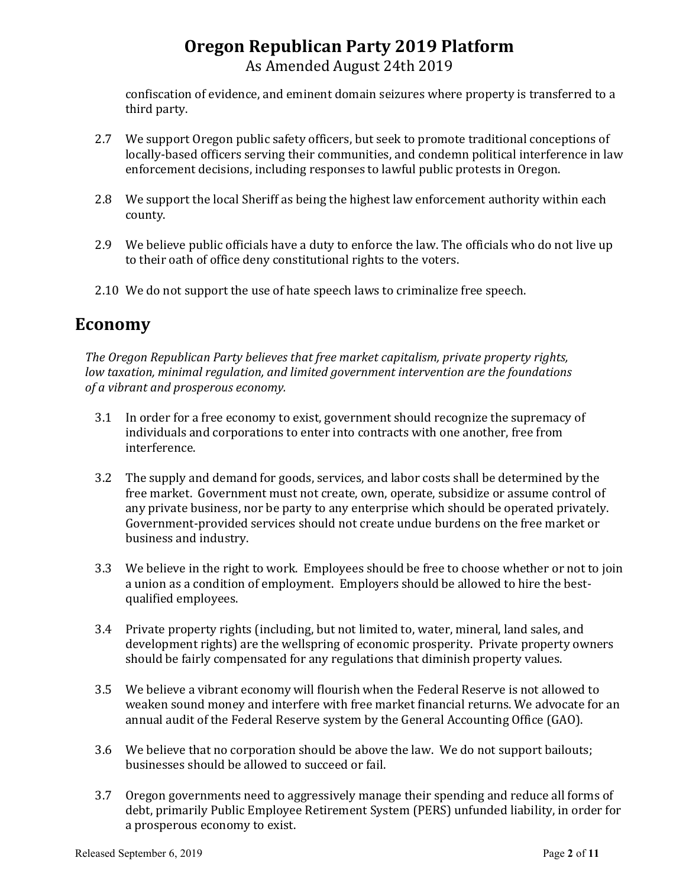confiscation of evidence, and eminent domain seizures where property is transferred to a third party.

2.7 We support Oregon public safety officers, but seek to promote traditional conceptions of locally-based officers serving their communities, and condemn political interference in law enforcement decisions, including responses to lawful public protests in Oregon.

2.8 We support the local Sheriff as being the highest law enforcement authority within each county.

2.9 We believe public officials have a duty to enforce the law. The officials who do not live up to their oath of office deny constitutional rights to the voters.

2.10 We do not support the use of hate speech laws to criminalize free speech.

## Economy

*The Oregon Republican Party believes that free market capitalism, private property rights, low taxation, minimal regulation, and limited government intervention are the foundations of a vibrant and prosperous economy.*

3.1 In order for a free economy to exist, government should recognize the supremacy of individuals and corporations to enter into contracts with one another, free from interference.

3.2 The supply and demand for goods, services, and labor costs shall be determined by the free market. Government must not create, own, operate, subsidize or assume control of any private business, nor be party to any enterprise which should be operated privately. Government-provided services should not create undue burdens on the free market or business and industry.

3.3 We believe in the right to work. Employees should be free to choose whether or not to join a union as a condition of employment. Employers should be allowed to hire the best-qualified employees.

3.4 Private property rights (including, but not limited to, water, mineral, land sales, and development rights) are the wellspring of economic prosperity. Private property owners should be fairly compensated for any regulations that diminish property values.

3.5 We believe a vibrant economy will flourish when the Federal Reserve is not allowed to weaken sound money and interfere with free market financial returns. We advocate for an annual audit of the Federal Reserve system by the General Accounting Office (GAO).

3.6 We believe that no corporation should be above the law. We do not support bailouts; businesses should be allowed to succeed or fail.

3.7 Oregon governments need to aggressively manage their spending and reduce all forms of debt, primarily Public Employee Retirement System (PERS) unfunded liability, in order for a prosperous economy to exist.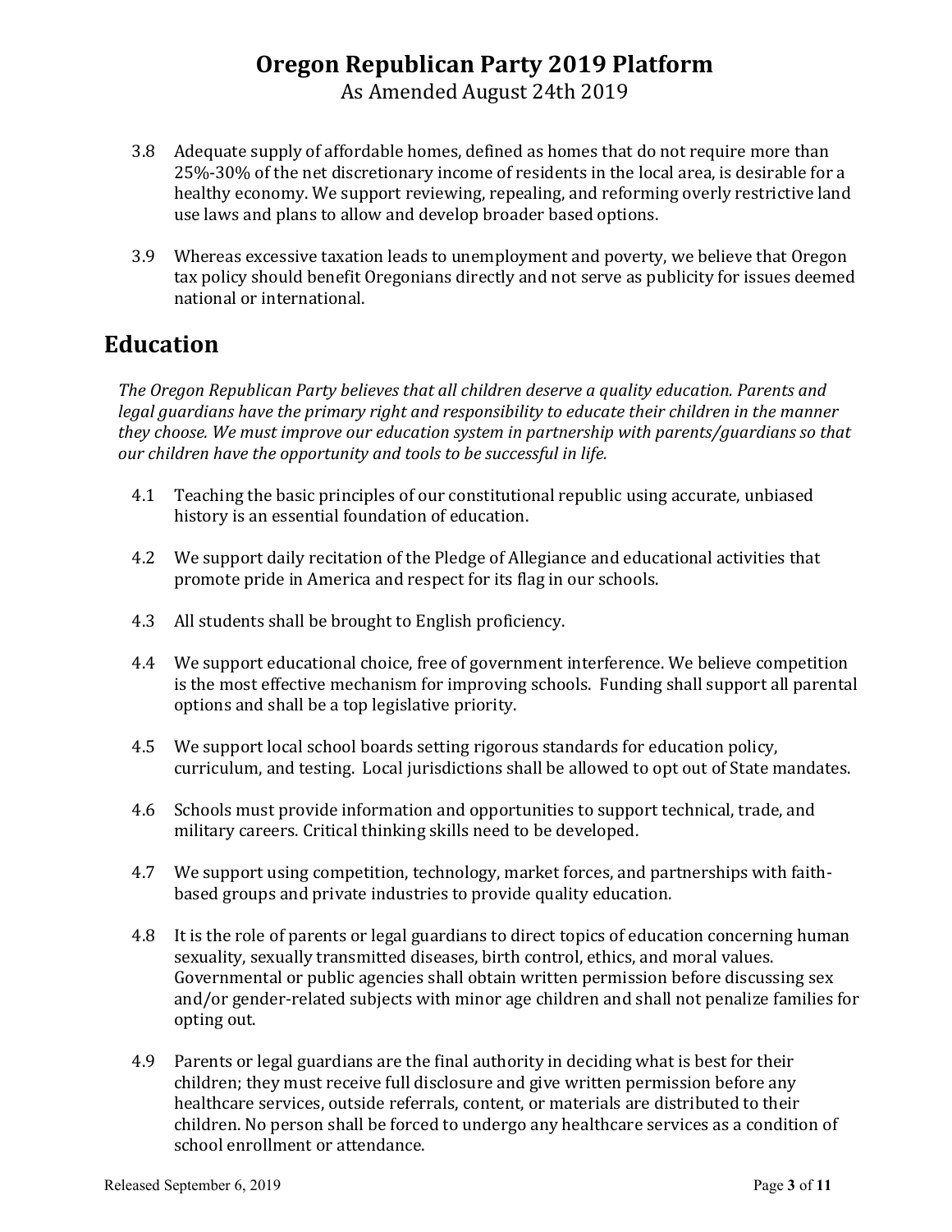3.8 Adequate supply of affordable homes, defined as homes that do not require more than 25%-30% of the net discretionary income of residents in the local area, is desirable for a healthy economy. We support reviewing, repealing, and reforming overly restrictive land use laws and plans to allow and develop broader based options.

3.9 Whereas excessive taxation leads to unemployment and poverty, we believe that Oregon tax policy should benefit Oregonians directly and not serve as publicity for issues deemed national or international.

## Education

*The Oregon Republican Party believes that all children deserve a quality education. Parents and legal guardians have the primary right and responsibility to educate their children in the manner they choose. We must improve our education system in partnership with parents/guardians so that our children have the opportunity and tools to be successful in life.*

4.1 Teaching the basic principles of our constitutional republic using accurate, unbiased history is an essential foundation of education.

4.2 We support daily recitation of the Pledge of Allegiance and educational activities that promote pride in America and respect for its flag in our schools.

4.3 All students shall be brought to English proficiency.

4.4 We support educational choice, free of government interference. We believe competition is the most effective mechanism for improving schools. Funding shall support all parental options and shall be a top legislative priority.

4.5 We support local school boards setting rigorous standards for education policy, curriculum, and testing. Local jurisdictions shall be allowed to opt out of State mandates.

4.6 Schools must provide information and opportunities to support technical, trade, and military careers. Critical thinking skills need to be developed.

4.7 We support using competition, technology, market forces, and partnerships with faith-based groups and private industries to provide quality education.

4.8 It is the role of parents or legal guardians to direct topics of education concerning human sexuality, sexually transmitted diseases, birth control, ethics, and moral values. Governmental or public agencies shall obtain written permission before discussing sex and/or gender-related subjects with minor age children and shall not penalize families for opting out.

4.9 Parents or legal guardians are the final authority in deciding what is best for their children; they must receive full disclosure and give written permission before any healthcare services, outside referrals, content, or materials are distributed to their children. No person shall be forced to undergo any healthcare services as a condition of school enrollment or attendance.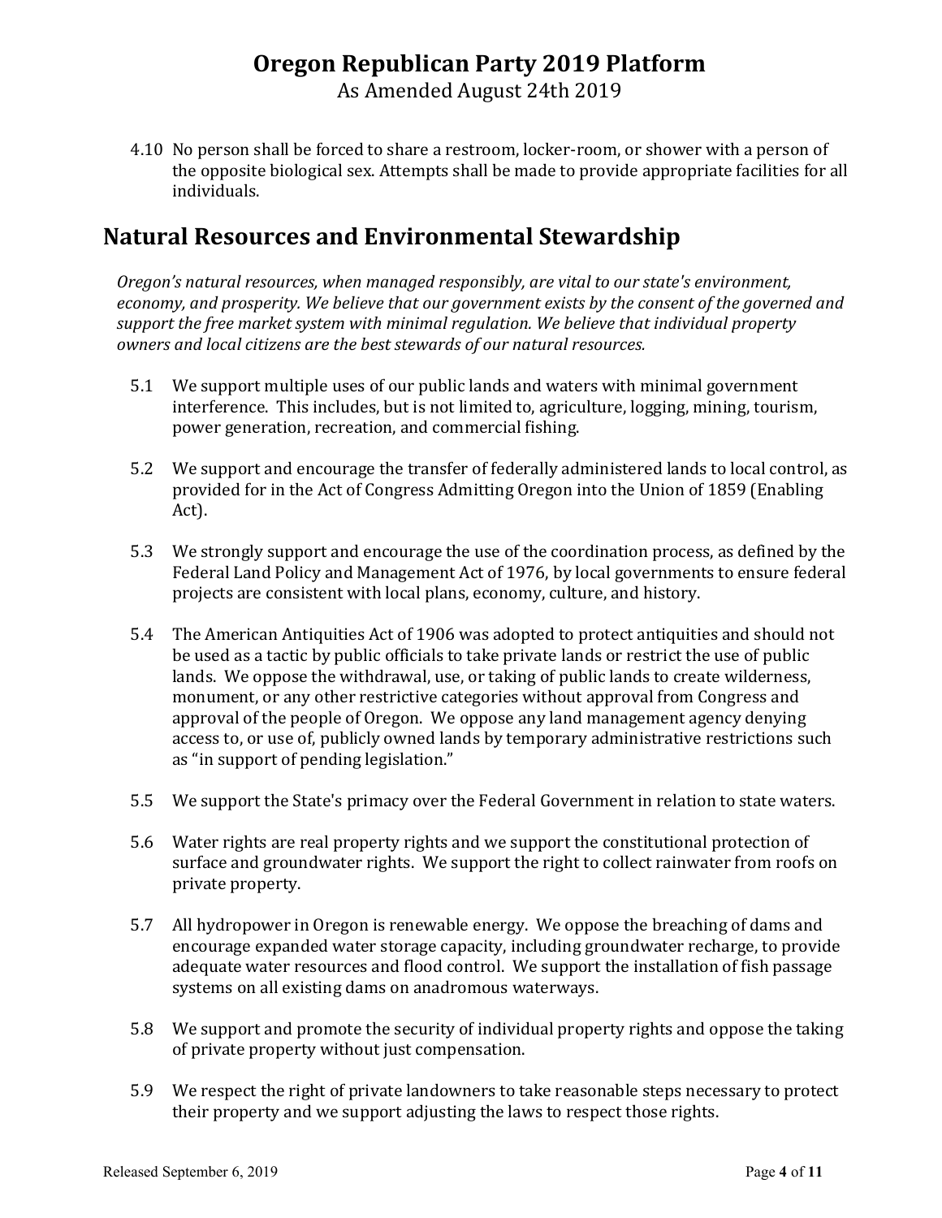4.10 No person shall be forced to share a restroom, locker-room, or shower with a person of the opposite biological sex. Attempts shall be made to provide appropriate facilities for all individuals.

## Natural Resources and Environmental Stewardship

*Oregon's natural resources, when managed responsibly, are vital to our state's environment, economy, and prosperity. We believe that our government exists by the consent of the governed and support the free market system with minimal regulation. We believe that individual property owners and local citizens are the best stewards of our natural resources.*

5.1 We support multiple uses of our public lands and waters with minimal government interference. This includes, but is not limited to, agriculture, logging, mining, tourism, power generation, recreation, and commercial fishing.

5.2 We support and encourage the transfer of federally administered lands to local control, as provided for in the Act of Congress Admitting Oregon into the Union of 1859 (Enabling Act).

5.3 We strongly support and encourage the use of the coordination process, as defined by the Federal Land Policy and Management Act of 1976, by local governments to ensure federal projects are consistent with local plans, economy, culture, and history.

5.4 The American Antiquities Act of 1906 was adopted to protect antiquities and should not be used as a tactic by public officials to take private lands or restrict the use of public lands. We oppose the withdrawal, use, or taking of public lands to create wilderness, monument, or any other restrictive categories without approval from Congress and approval of the people of Oregon. We oppose any land management agency denying access to, or use of, publicly owned lands by temporary administrative restrictions such as "in support of pending legislation."

5.5 We support the State's primacy over the Federal Government in relation to state waters.

5.6 Water rights are real property rights and we support the constitutional protection of surface and groundwater rights. We support the right to collect rainwater from roofs on private property.

5.7 All hydropower in Oregon is renewable energy. We oppose the breaching of dams and encourage expanded water storage capacity, including groundwater recharge, to provide adequate water resources and flood control. We support the installation of fish passage systems on all existing dams on anadromous waterways.

5.8 We support and promote the security of individual property rights and oppose the taking of private property without just compensation.

5.9 We respect the right of private landowners to take reasonable steps necessary to protect their property and we support adjusting the laws to respect those rights.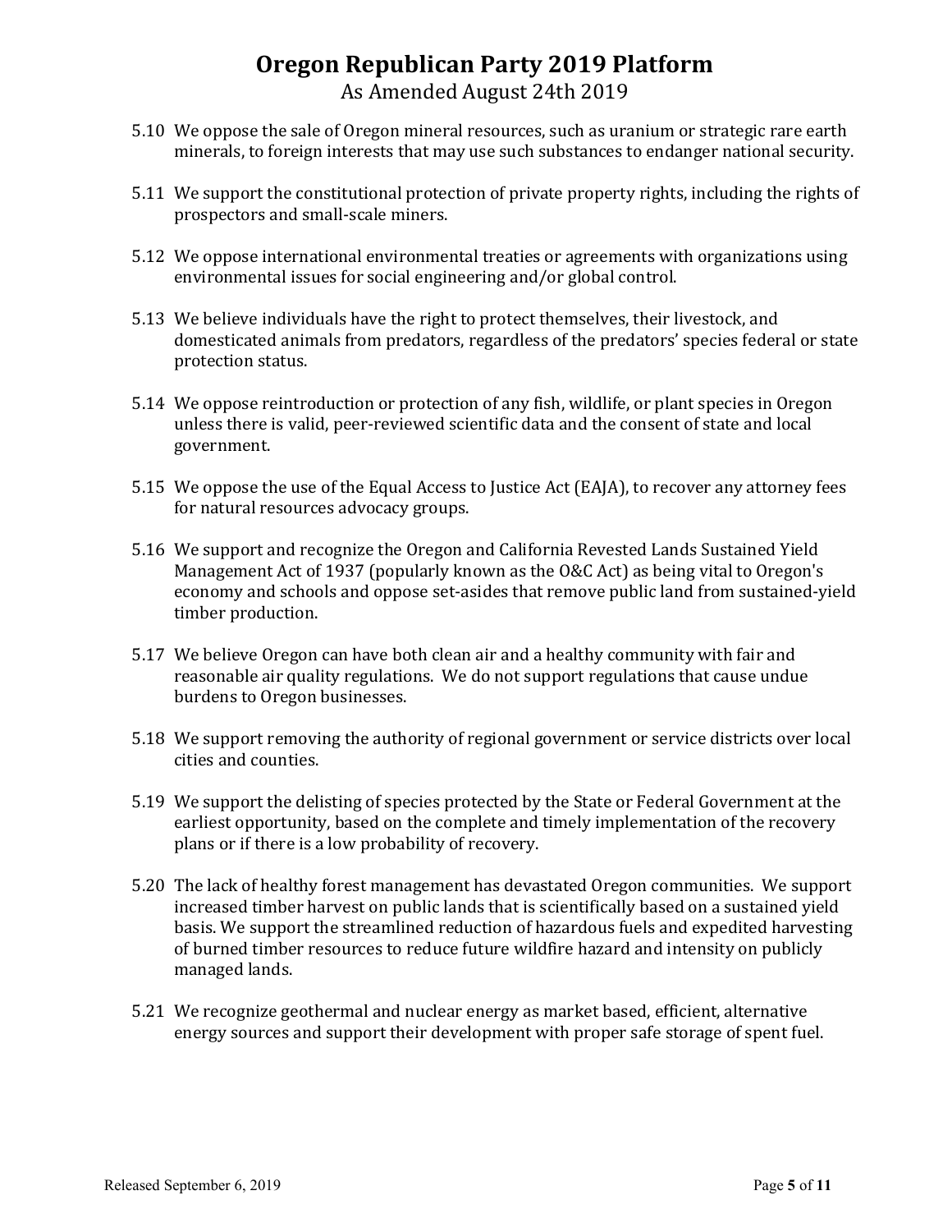5.10 We oppose the sale of Oregon mineral resources, such as uranium or strategic rare earth minerals, to foreign interests that may use such substances to endanger national security.

5.11 We support the constitutional protection of private property rights, including the rights of prospectors and small-scale miners.

5.12 We oppose international environmental treaties or agreements with organizations using environmental issues for social engineering and/or global control.

5.13 We believe individuals have the right to protect themselves, their livestock, and domesticated animals from predators, regardless of the predators' species federal or state protection status.

5.14 We oppose reintroduction or protection of any fish, wildlife, or plant species in Oregon unless there is valid, peer-reviewed scientific data and the consent of state and local government.

5.15 We oppose the use of the Equal Access to Justice Act (EAJA), to recover any attorney fees for natural resources advocacy groups.

5.16 We support and recognize the Oregon and California Revested Lands Sustained Yield Management Act of 1937 (popularly known as the O&C Act) as being vital to Oregon's economy and schools and oppose set-asides that remove public land from sustained-yield timber production.

5.17 We believe Oregon can have both clean air and a healthy community with fair and reasonable air quality regulations. We do not support regulations that cause undue burdens to Oregon businesses.

5.18 We support removing the authority of regional government or service districts over local cities and counties.

5.19 We support the delisting of species protected by the State or Federal Government at the earliest opportunity, based on the complete and timely implementation of the recovery plans or if there is a low probability of recovery.

5.20 The lack of healthy forest management has devastated Oregon communities. We support increased timber harvest on public lands that is scientifically based on a sustained yield basis. We support the streamlined reduction of hazardous fuels and expedited harvesting of burned timber resources to reduce future wildfire hazard and intensity on publicly managed lands.

5.21 We recognize geothermal and nuclear energy as market based, efficient, alternative energy sources and support their development with proper safe storage of spent fuel.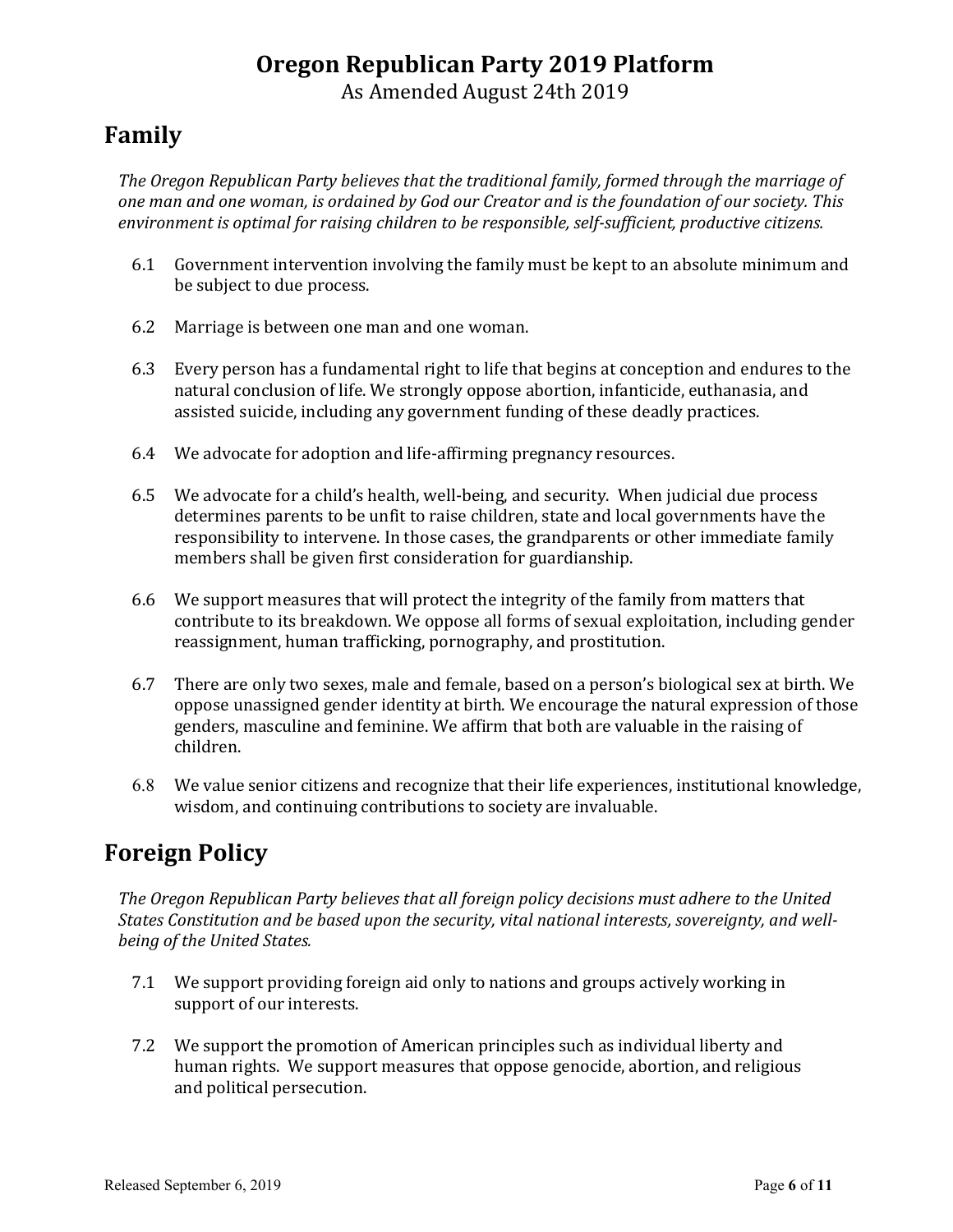## Family

*The Oregon Republican Party believes that the traditional family, formed through the marriage of one man and one woman, is ordained by God our Creator and is the foundation of our society. This environment is optimal for raising children to be responsible, self-sufficient, productive citizens.*

6.1 Government intervention involving the family must be kept to an absolute minimum and be subject to due process.

6.2 Marriage is between one man and one woman.

6.3 Every person has a fundamental right to life that begins at conception and endures to the natural conclusion of life. We strongly oppose abortion, infanticide, euthanasia, and assisted suicide, including any government funding of these deadly practices.

6.4 We advocate for adoption and life-affirming pregnancy resources.

6.5 We advocate for a child's health, well-being, and security. When judicial due process determines parents to be unfit to raise children, state and local governments have the responsibility to intervene. In those cases, the grandparents or other immediate family members shall be given first consideration for guardianship.

6.6 We support measures that will protect the integrity of the family from matters that contribute to its breakdown. We oppose all forms of sexual exploitation, including gender reassignment, human trafficking, pornography, and prostitution.

6.7 There are only two sexes, male and female, based on a person's biological sex at birth. We oppose unassigned gender identity at birth. We encourage the natural expression of those genders, masculine and feminine. We affirm that both are valuable in the raising of children.

6.8 We value senior citizens and recognize that their life experiences, institutional knowledge, wisdom, and continuing contributions to society are invaluable.

## Foreign Policy

*The Oregon Republican Party believes that all foreign policy decisions must adhere to the United States Constitution and be based upon the security, vital national interests, sovereignty, and well-being of the United States.*

7.1 We support providing foreign aid only to nations and groups actively working in support of our interests.

7.2 We support the promotion of American principles such as individual liberty and human rights. We support measures that oppose genocide, abortion, and religious and political persecution.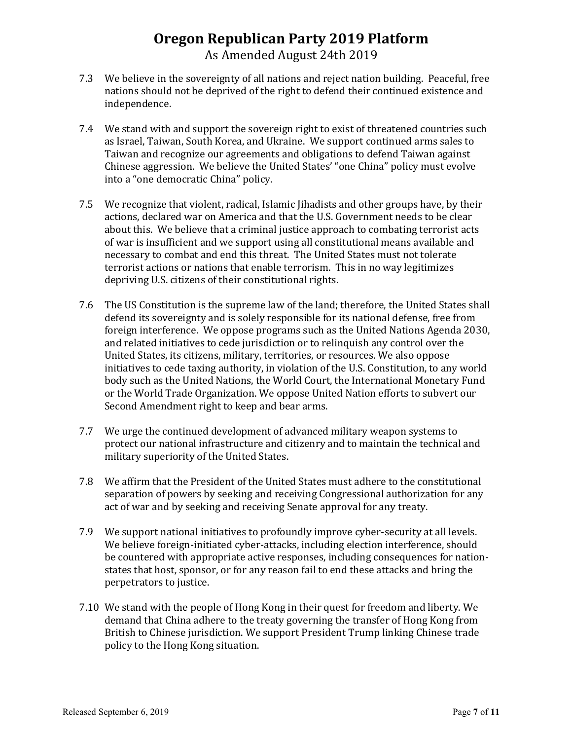7.3 We believe in the sovereignty of all nations and reject nation building. Peaceful, free nations should not be deprived of the right to defend their continued existence and independence.

7.4 We stand with and support the sovereign right to exist of threatened countries such as Israel, Taiwan, South Korea, and Ukraine. We support continued arms sales to Taiwan and recognize our agreements and obligations to defend Taiwan against Chinese aggression. We believe the United States' "one China" policy must evolve into a "one democratic China" policy.

7.5 We recognize that violent, radical, Islamic Jihadists and other groups have, by their actions, declared war on America and that the U.S. Government needs to be clear about this. We believe that a criminal justice approach to combating terrorist acts of war is insufficient and we support using all constitutional means available and necessary to combat and end this threat. The United States must not tolerate terrorist actions or nations that enable terrorism. This in no way legitimizes depriving U.S. citizens of their constitutional rights.

7.6 The US Constitution is the supreme law of the land; therefore, the United States shall defend its sovereignty and is solely responsible for its national defense, free from foreign interference. We oppose programs such as the United Nations Agenda 2030, and related initiatives to cede jurisdiction or to relinquish any control over the United States, its citizens, military, territories, or resources. We also oppose initiatives to cede taxing authority, in violation of the U.S. Constitution, to any world body such as the United Nations, the World Court, the International Monetary Fund or the World Trade Organization. We oppose United Nation efforts to subvert our Second Amendment right to keep and bear arms.

7.7 We urge the continued development of advanced military weapon systems to protect our national infrastructure and citizenry and to maintain the technical and military superiority of the United States.

7.8 We affirm that the President of the United States must adhere to the constitutional separation of powers by seeking and receiving Congressional authorization for any act of war and by seeking and receiving Senate approval for any treaty.

7.9 We support national initiatives to profoundly improve cyber-security at all levels. We believe foreign-initiated cyber-attacks, including election interference, should be countered with appropriate active responses, including consequences for nation-states that host, sponsor, or for any reason fail to end these attacks and bring the perpetrators to justice.

7.10 We stand with the people of Hong Kong in their quest for freedom and liberty. We demand that China adhere to the treaty governing the transfer of Hong Kong from British to Chinese jurisdiction. We support President Trump linking Chinese trade policy to the Hong Kong situation.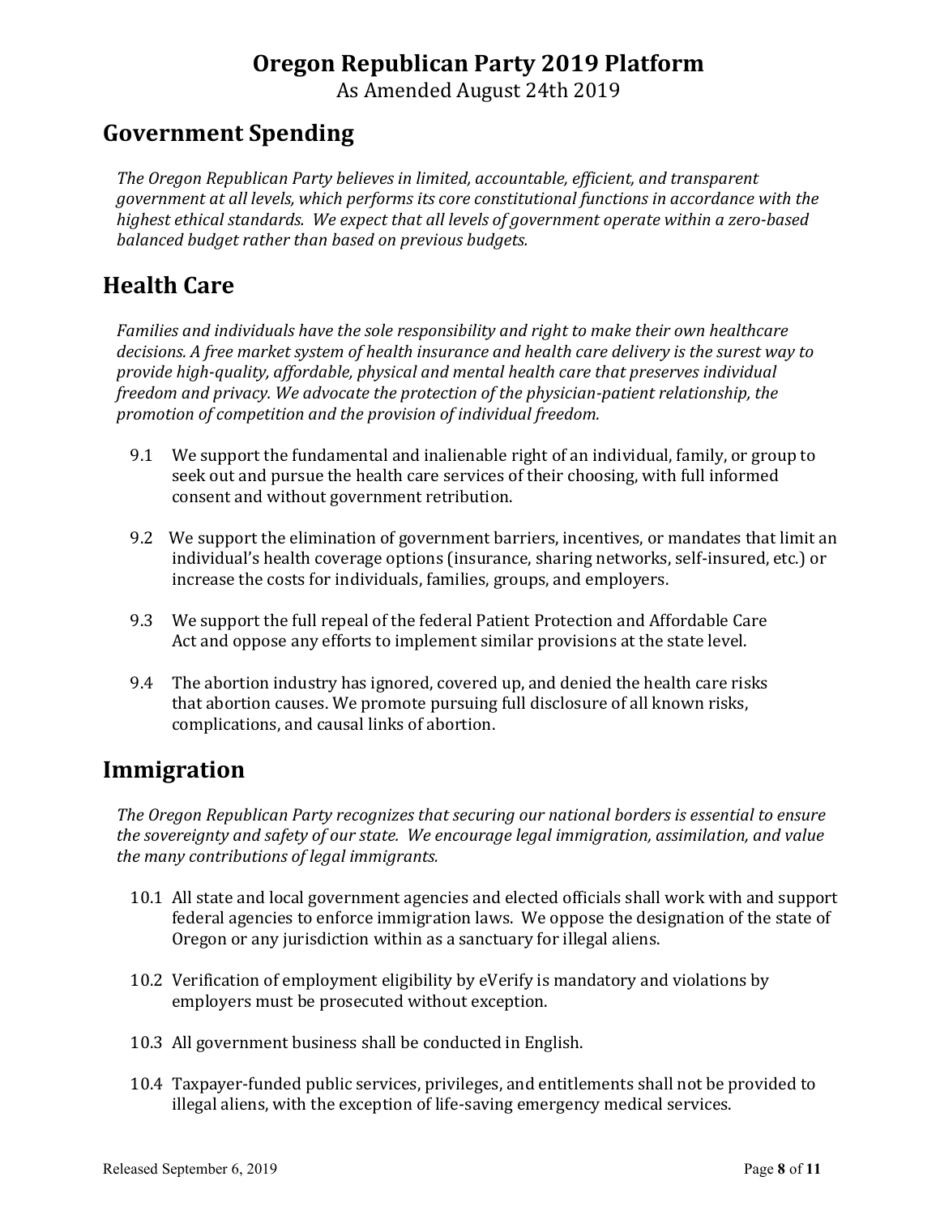## Government Spending

*The Oregon Republican Party believes in limited, accountable, efficient, and transparent government at all levels, which performs its core constitutional functions in accordance with the highest ethical standards. We expect that all levels of government operate within a zero-based balanced budget rather than based on previous budgets.*

## Health Care

*Families and individuals have the sole responsibility and right to make their own healthcare decisions. A free market system of health insurance and health care delivery is the surest way to provide high-quality, affordable, physical and mental health care that preserves individual freedom and privacy. We advocate the protection of the physician-patient relationship, the promotion of competition and the provision of individual freedom.*

9.1 We support the fundamental and inalienable right of an individual, family, or group to seek out and pursue the health care services of their choosing, with full informed consent and without government retribution.

9.2 We support the elimination of government barriers, incentives, or mandates that limit an individual's health coverage options (insurance, sharing networks, self-insured, etc.) or increase the costs for individuals, families, groups, and employers.

9.3 We support the full repeal of the federal Patient Protection and Affordable Care Act and oppose any efforts to implement similar provisions at the state level.

9.4 The abortion industry has ignored, covered up, and denied the health care risks that abortion causes. We promote pursuing full disclosure of all known risks, complications, and causal links of abortion.

## Immigration

*The Oregon Republican Party recognizes that securing our national borders is essential to ensure the sovereignty and safety of our state. We encourage legal immigration, assimilation, and value the many contributions of legal immigrants.*

10.1 All state and local government agencies and elected officials shall work with and support federal agencies to enforce immigration laws. We oppose the designation of the state of Oregon or any jurisdiction within as a sanctuary for illegal aliens.

10.2 Verification of employment eligibility by eVerify is mandatory and violations by employers must be prosecuted without exception.

10.3 All government business shall be conducted in English.

10.4 Taxpayer-funded public services, privileges, and entitlements shall not be provided to illegal aliens, with the exception of life-saving emergency medical services.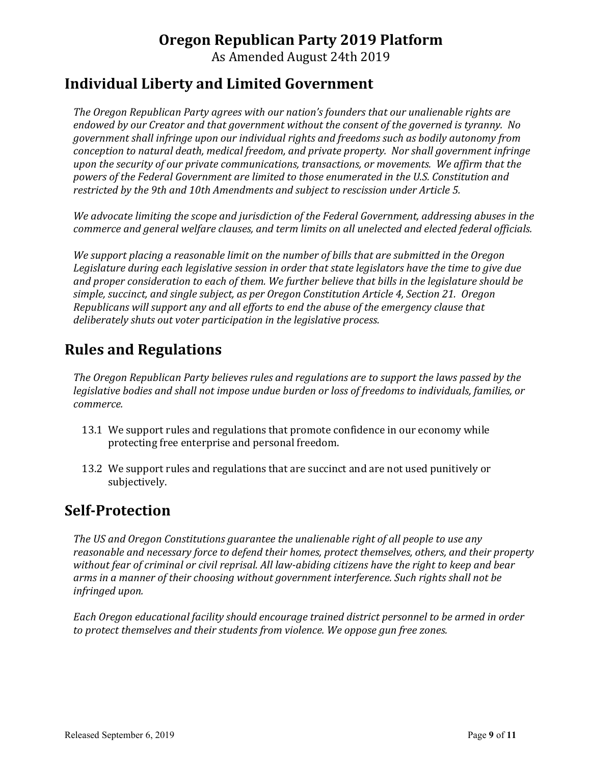## Individual Liberty and Limited Government

*The Oregon Republican Party agrees with our nation's founders that our unalienable rights are endowed by our Creator and that government without the consent of the governed is tyranny. No government shall infringe upon our individual rights and freedoms such as bodily autonomy from conception to natural death, medical freedom, and private property. Nor shall government infringe upon the security of our private communications, transactions, or movements. We affirm that the powers of the Federal Government are limited to those enumerated in the U.S. Constitution and restricted by the 9th and 10th Amendments and subject to rescission under Article 5.*

*We advocate limiting the scope and jurisdiction of the Federal Government, addressing abuses in the commerce and general welfare clauses, and term limits on all unelected and elected federal officials.*

*We support placing a reasonable limit on the number of bills that are submitted in the Oregon Legislature during each legislative session in order that state legislators have the time to give due and proper consideration to each of them. We further believe that bills in the legislature should be simple, succinct, and single subject, as per Oregon Constitution Article 4, Section 21. Oregon Republicans will support any and all efforts to end the abuse of the emergency clause that deliberately shuts out voter participation in the legislative process.*

## Rules and Regulations

*The Oregon Republican Party believes rules and regulations are to support the laws passed by the legislative bodies and shall not impose undue burden or loss of freedoms to individuals, families, or commerce.*

13.1 We support rules and regulations that promote confidence in our economy while protecting free enterprise and personal freedom.

13.2 We support rules and regulations that are succinct and are not used punitively or subjectively.

## Self-Protection

*The US and Oregon Constitutions guarantee the unalienable right of all people to use any reasonable and necessary force to defend their homes, protect themselves, others, and their property without fear of criminal or civil reprisal. All law-abiding citizens have the right to keep and bear arms in a manner of their choosing without government interference. Such rights shall not be infringed upon.*

*Each Oregon educational facility should encourage trained district personnel to be armed in order to protect themselves and their students from violence. We oppose gun free zones.*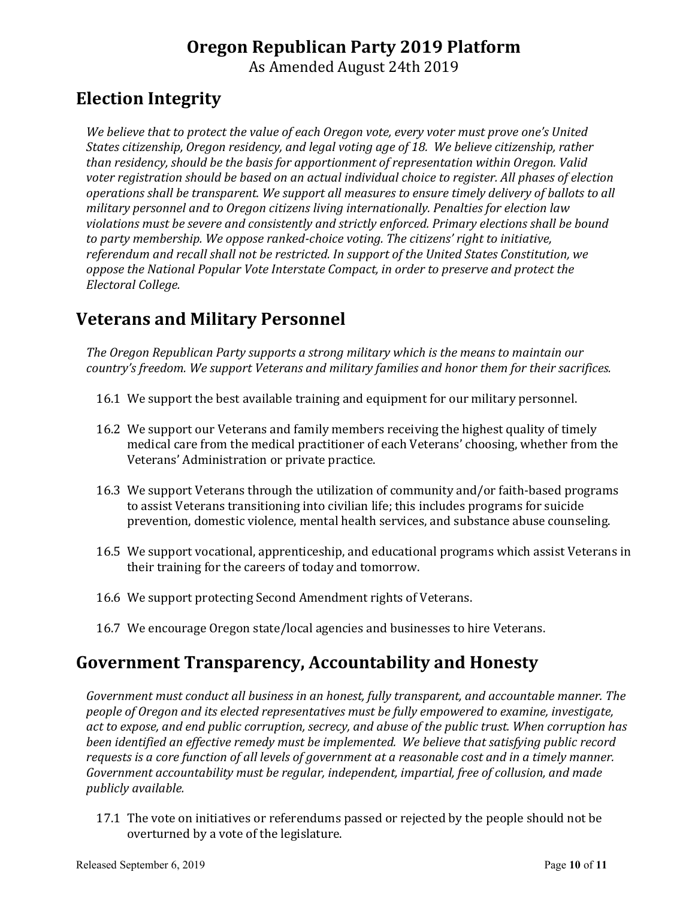## Election Integrity

*We believe that to protect the value of each Oregon vote, every voter must prove one's United States citizenship, Oregon residency, and legal voting age of 18. We believe citizenship, rather than residency, should be the basis for apportionment of representation within Oregon. Valid voter registration should be based on an actual individual choice to register. All phases of election operations shall be transparent. We support all measures to ensure timely delivery of ballots to all military personnel and to Oregon citizens living internationally. Penalties for election law violations must be severe and consistently and strictly enforced. Primary elections shall be bound to party membership. We oppose ranked-choice voting. The citizens' right to initiative, referendum and recall shall not be restricted. In support of the United States Constitution, we oppose the National Popular Vote Interstate Compact, in order to preserve and protect the Electoral College.*

## Veterans and Military Personnel

*The Oregon Republican Party supports a strong military which is the means to maintain our country's freedom. We support Veterans and military families and honor them for their sacrifices.*

16.1 We support the best available training and equipment for our military personnel.

16.2 We support our Veterans and family members receiving the highest quality of timely medical care from the medical practitioner of each Veterans' choosing, whether from the Veterans' Administration or private practice.

16.3 We support Veterans through the utilization of community and/or faith-based programs to assist Veterans transitioning into civilian life; this includes programs for suicide prevention, domestic violence, mental health services, and substance abuse counseling.

16.5 We support vocational, apprenticeship, and educational programs which assist Veterans in their training for the careers of today and tomorrow.

16.6 We support protecting Second Amendment rights of Veterans.

16.7 We encourage Oregon state/local agencies and businesses to hire Veterans.

## Government Transparency, Accountability and Honesty

*Government must conduct all business in an honest, fully transparent, and accountable manner. The people of Oregon and its elected representatives must be fully empowered to examine, investigate, act to expose, and end public corruption, secrecy, and abuse of the public trust. When corruption has been identified an effective remedy must be implemented. We believe that satisfying public record requests is a core function of all levels of government at a reasonable cost and in a timely manner. Government accountability must be regular, independent, impartial, free of collusion, and made publicly available.*

17.1 The vote on initiatives or referendums passed or rejected by the people should not be overturned by a vote of the legislature.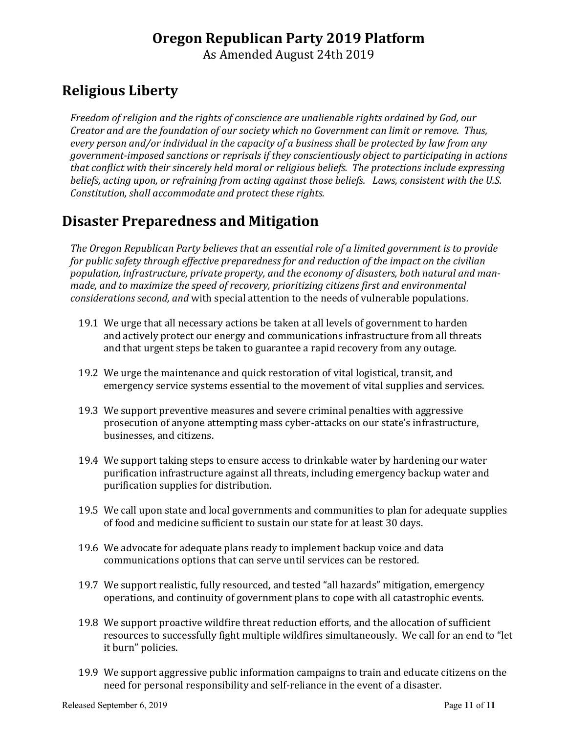## Religious Liberty

*Freedom of religion and the rights of conscience are unalienable rights ordained by God, our Creator and are the foundation of our society which no Government can limit or remove. Thus, every person and/or individual in the capacity of a business shall be protected by law from any government-imposed sanctions or reprisals if they conscientiously object to participating in actions that conflict with their sincerely held moral or religious beliefs. The protections include expressing beliefs, acting upon, or refraining from acting against those beliefs. Laws, consistent with the U.S. Constitution, shall accommodate and protect these rights.*

## Disaster Preparedness and Mitigation

*The Oregon Republican Party believes that an essential role of a limited government is to provide for public safety through effective preparedness for and reduction of the impact on the civilian population, infrastructure, private property, and the economy of disasters, both natural and man-made, and to maximize the speed of recovery, prioritizing citizens first and environmental considerations second, and* with special attention to the needs of vulnerable populations*.*

19.1 We urge that all necessary actions be taken at all levels of government to harden and actively protect our energy and communications infrastructure from all threats and that urgent steps be taken to guarantee a rapid recovery from any outage.

19.2 We urge the maintenance and quick restoration of vital logistical, transit, and emergency service systems essential to the movement of vital supplies and services.

19.3 We support preventive measures and severe criminal penalties with aggressive prosecution of anyone attempting mass cyber-attacks on our state's infrastructure, businesses, and citizens.

19.4 We support taking steps to ensure access to drinkable water by hardening our water purification infrastructure against all threats, including emergency backup water and purification supplies for distribution.

19.5 We call upon state and local governments and communities to plan for adequate supplies of food and medicine sufficient to sustain our state for at least 30 days.

19.6 We advocate for adequate plans ready to implement backup voice and data communications options that can serve until services can be restored.

19.7 We support realistic, fully resourced, and tested "all hazards" mitigation, emergency operations, and continuity of government plans to cope with all catastrophic events.

19.8 We support proactive wildfire threat reduction efforts, and the allocation of sufficient resources to successfully fight multiple wildfires simultaneously. We call for an end to "let it burn" policies.

19.9 We support aggressive public information campaigns to train and educate citizens on the need for personal responsibility and self-reliance in the event of a disaster.